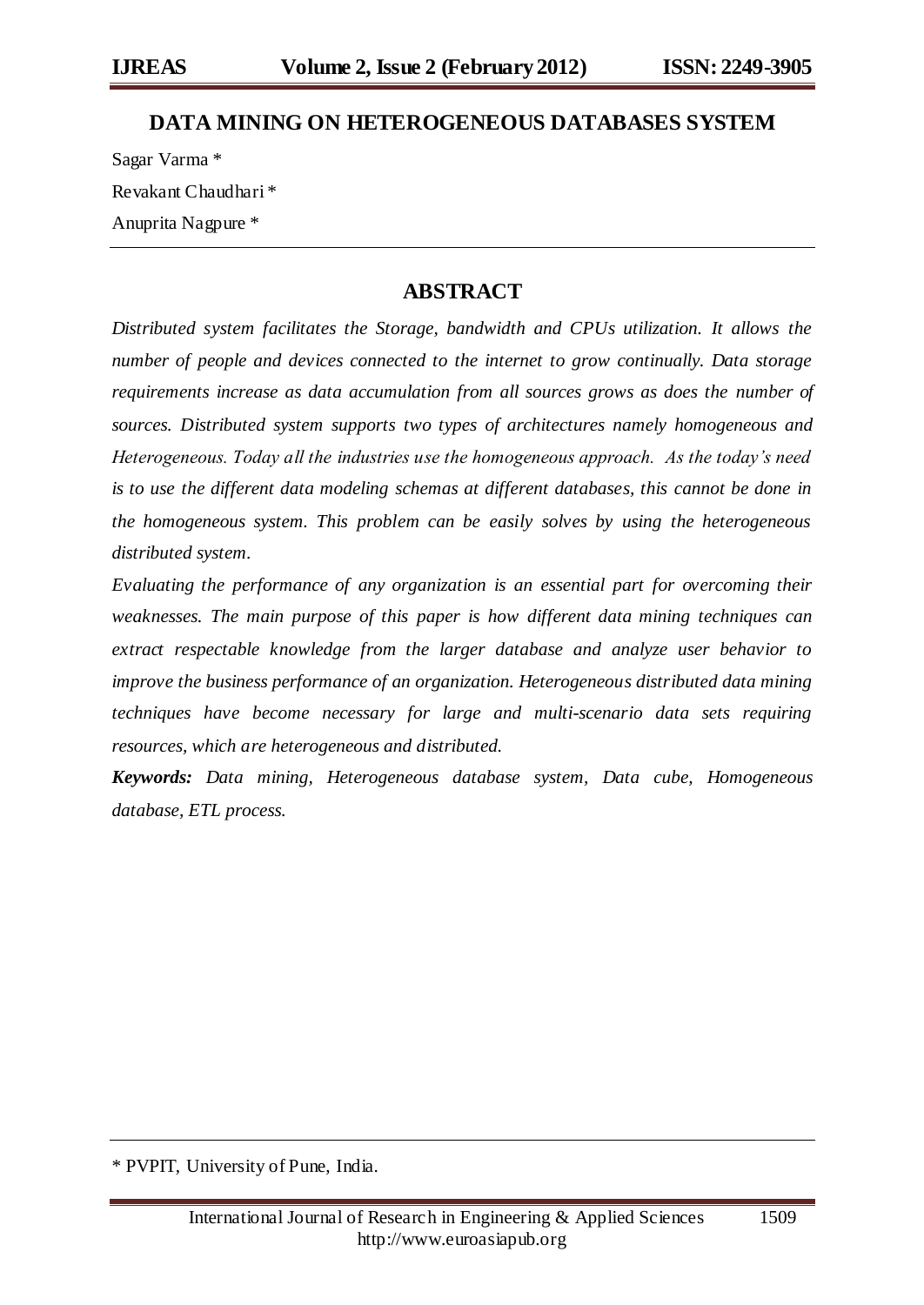# DATA MINING ON HETEROGENEOUS DATABASES SYSTEM

Sagar Varma *

Revakant Chaudhari *

Anuprita Nagpure *

## ABSTRACT

*Distributed system facilitates the Storage, bandwidth and CPUs utilization. It allows the number of people and devices connected to the internet to grow continually. Data storage requirements increase as data accumulation from all sources grows as does the number of sources. Distributed system supports two types of architectures namely homogeneous and Heterogeneous. Today all the industries use the homogeneous approach. As the today's need is to use the different data modeling schemas at different databases, this cannot be done in the homogeneous system. This problem can be easily solves by using the heterogeneous distributed system.*

*Evaluating the performance of any organization is an essential part for overcoming their weaknesses. The main purpose of this paper is how different data mining techniques can extract respectable knowledge from the larger database and analyze user behavior to improve the business performance of an organization. Heterogeneous distributed data mining techniques have become necessary for large and multi-scenario data sets requiring resources, which are heterogeneous and distributed.*

***Keywords:*** *Data mining, Heterogeneous database system, Data cube, Homogeneous database, ETL process.*

---

* PVPIT, University of Pune, India.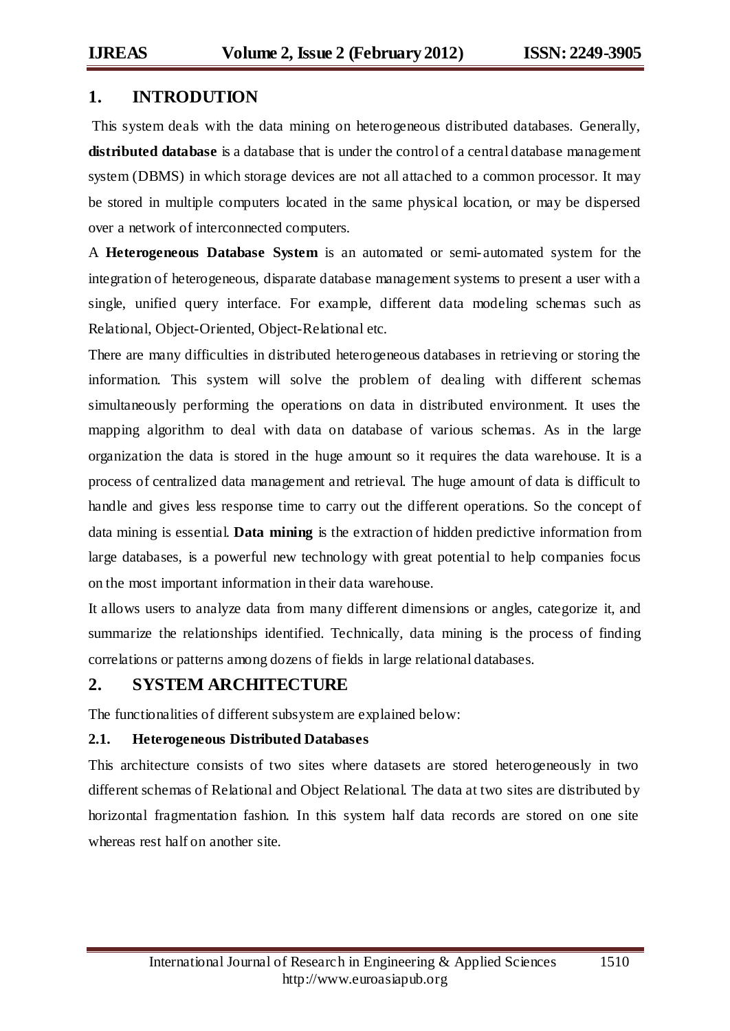## 1. INTRODUTION

This system deals with the data mining on heterogeneous distributed databases. Generally, **distributed database** is a database that is under the control of a central database management system (DBMS) in which storage devices are not all attached to a common processor. It may be stored in multiple computers located in the same physical location, or may be dispersed over a network of interconnected computers.

A **Heterogeneous Database System** is an automated or semi-automated system for the integration of heterogeneous, disparate database management systems to present a user with a single, unified query interface. For example, different data modeling schemas such as Relational, Object-Oriented, Object-Relational etc.

There are many difficulties in distributed heterogeneous databases in retrieving or storing the information. This system will solve the problem of dealing with different schemas simultaneously performing the operations on data in distributed environment. It uses the mapping algorithm to deal with data on database of various schemas. As in the large organization the data is stored in the huge amount so it requires the data warehouse. It is a process of centralized data management and retrieval. The huge amount of data is difficult to handle and gives less response time to carry out the different operations. So the concept of data mining is essential. **Data mining** is the extraction of hidden predictive information from large databases, is a powerful new technology with great potential to help companies focus on the most important information in their data warehouse.

It allows users to analyze data from many different dimensions or angles, categorize it, and summarize the relationships identified. Technically, data mining is the process of finding correlations or patterns among dozens of fields in large relational databases.

## 2. SYSTEM ARCHITECTURE

The functionalities of different subsystem are explained below:

### 2.1. Heterogeneous Distributed Databases

This architecture consists of two sites where datasets are stored heterogeneously in two different schemas of Relational and Object Relational. The data at two sites are distributed by horizontal fragmentation fashion. In this system half data records are stored on one site whereas rest half on another site.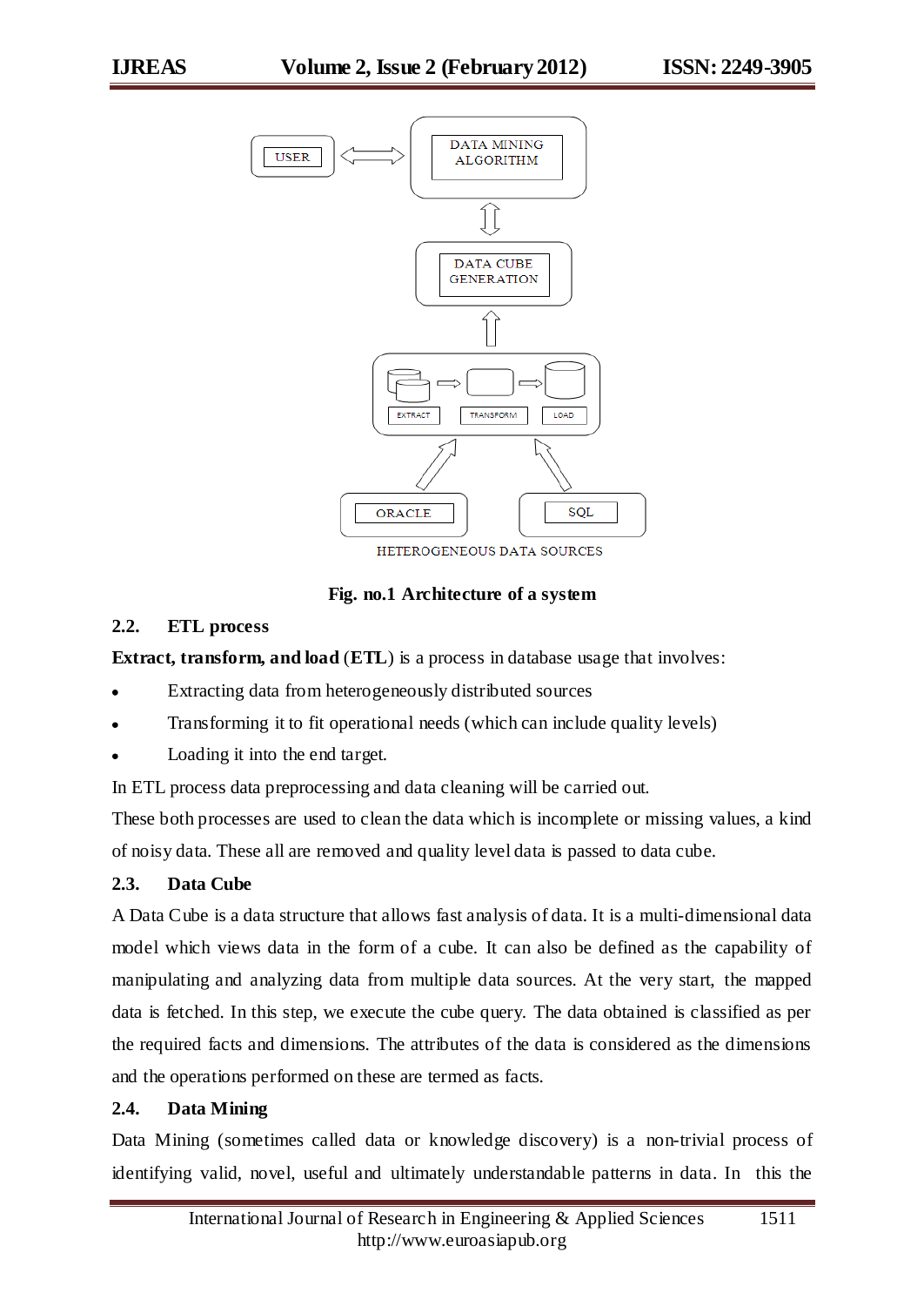Fig. no.1 Architecture of a system

### 2.2. ETL process

**Extract, transform, and load** (**ETL**) is a process in database usage that involves:

- Extracting data from heterogeneously distributed sources
- Transforming it to fit operational needs (which can include quality levels)
- Loading it into the end target.

In ETL process data preprocessing and data cleaning will be carried out.

These both processes are used to clean the data which is incomplete or missing values, a kind of noisy data. These all are removed and quality level data is passed to data cube.

### 2.3. Data Cube

A Data Cube is a data structure that allows fast analysis of data. It is a multi-dimensional data model which views data in the form of a cube. It can also be defined as the capability of manipulating and analyzing data from multiple data sources. At the very start, the mapped data is fetched. In this step, we execute the cube query. The data obtained is classified as per the required facts and dimensions. The attributes of the data is considered as the dimensions and the operations performed on these are termed as facts.

### 2.4. Data Mining

Data Mining (sometimes called data or knowledge discovery) is a non-trivial process of identifying valid, novel, useful and ultimately understandable patterns in data. In this the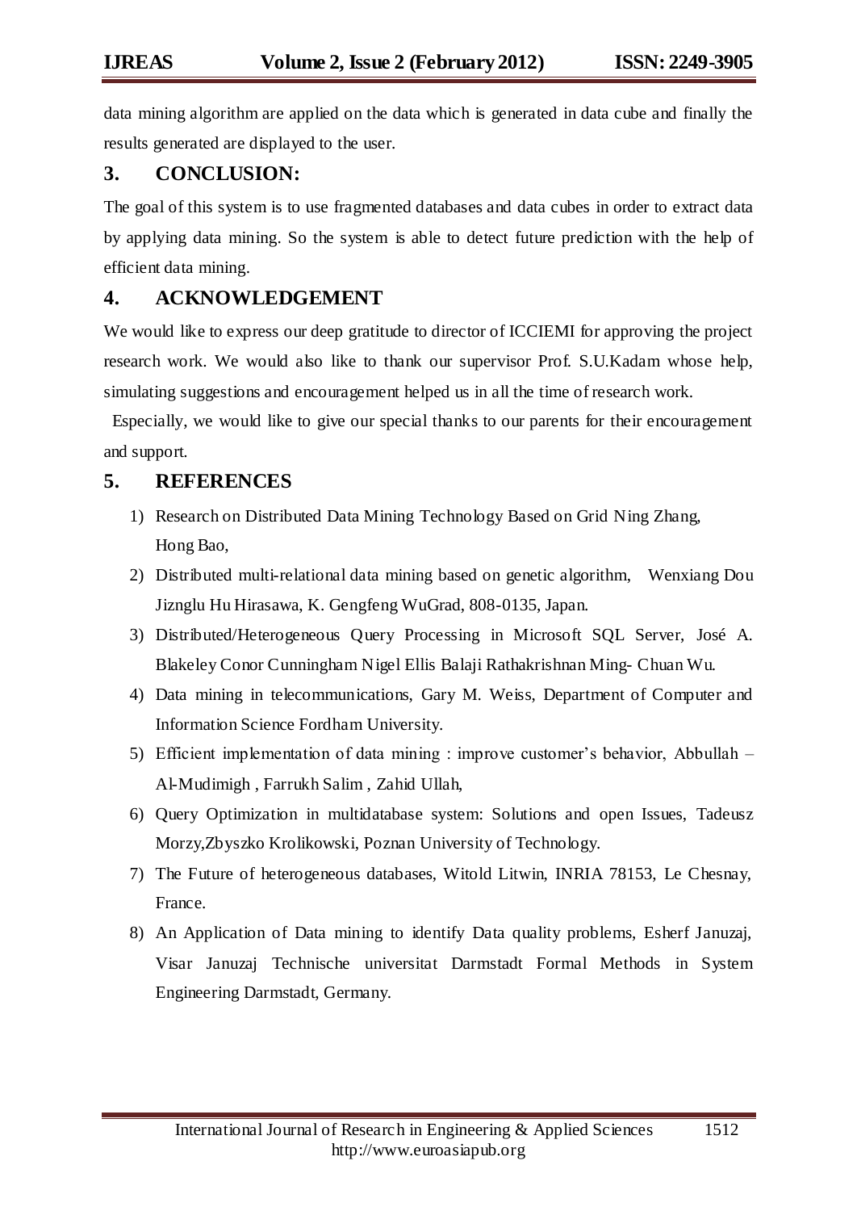data mining algorithm are applied on the data which is generated in data cube and finally the results generated are displayed to the user.

## 3. CONCLUSION:

The goal of this system is to use fragmented databases and data cubes in order to extract data by applying data mining. So the system is able to detect future prediction with the help of efficient data mining.

## 4. ACKNOWLEDGEMENT

We would like to express our deep gratitude to director of ICCIEMI for approving the project research work. We would also like to thank our supervisor Prof. S.U.Kadam whose help, simulating suggestions and encouragement helped us in all the time of research work.

Especially, we would like to give our special thanks to our parents for their encouragement and support.

## 5. REFERENCES

1) Research on Distributed Data Mining Technology Based on Grid Ning Zhang, Hong Bao,
2) Distributed multi-relational data mining based on genetic algorithm, Wenxiang Dou Jiznglu Hu Hirasawa, K. Gengfeng WuGrad, 808-0135, Japan.
3) Distributed/Heterogeneous Query Processing in Microsoft SQL Server, José A. Blakeley Conor Cunningham Nigel Ellis Balaji Rathakrishnan Ming- Chuan Wu.
4) Data mining in telecommunications, Gary M. Weiss, Department of Computer and Information Science Fordham University.
5) Efficient implementation of data mining : improve customer's behavior, Abbullah – Al-Mudimigh , Farrukh Salim , Zahid Ullah,
6) Query Optimization in multidatabase system: Solutions and open Issues, Tadeusz Morzy,Zbyszko Krolikowski, Poznan University of Technology.
7) The Future of heterogeneous databases, Witold Litwin, INRIA 78153, Le Chesnay, France.
8) An Application of Data mining to identify Data quality problems, Esherf Januzaj, Visar Januzaj Technische universitat Darmstadt Formal Methods in System Engineering Darmstadt, Germany.